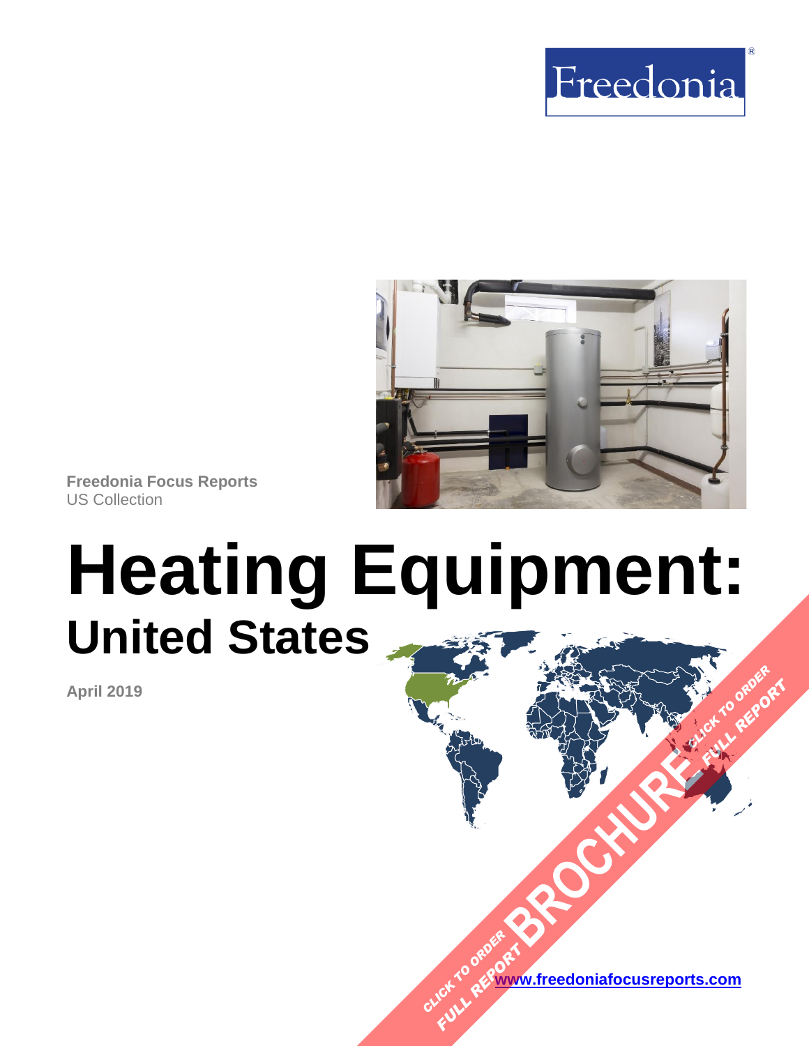Freedonia

Freedonia Focus Reports
US Collection

# Heating Equipment:
## United States

April 2019

CLICK TO ORDER FULL REPORT BROCHURE CLICK TO ORDER FULL REPORT

www.freedoniafocusreports.com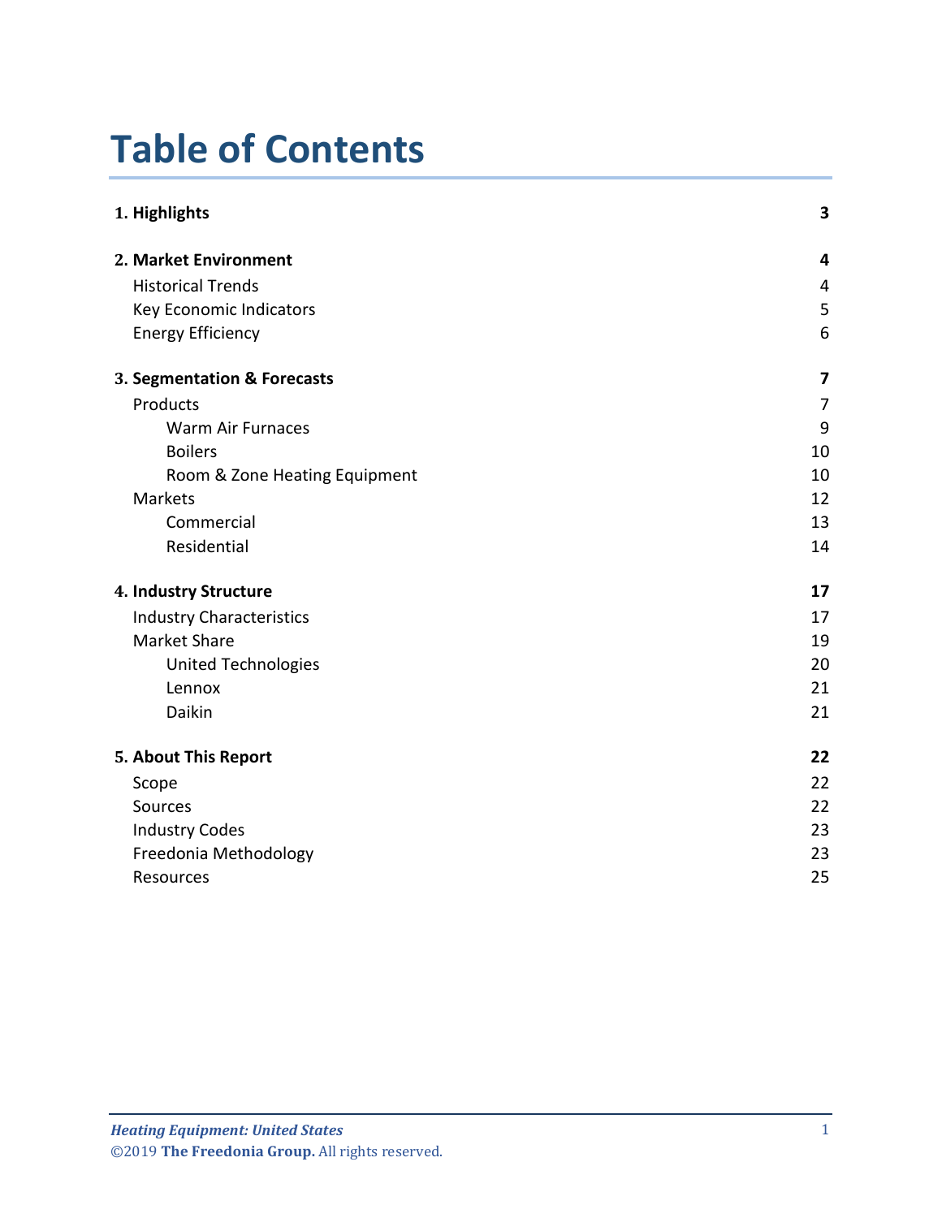# Table of Contents

| | |
|---|---|
| **1. Highlights** | **3** |
| **2. Market Environment** | **4** |
| Historical Trends | 4 |
| Key Economic Indicators | 5 |
| Energy Efficiency | 6 |
| **3. Segmentation & Forecasts** | **7** |
| Products | 7 |
| Warm Air Furnaces | 9 |
| Boilers | 10 |
| Room & Zone Heating Equipment | 10 |
| Markets | 12 |
| Commercial | 13 |
| Residential | 14 |
| **4. Industry Structure** | **17** |
| Industry Characteristics | 17 |
| Market Share | 19 |
| United Technologies | 20 |
| Lennox | 21 |
| Daikin | 21 |
| **5. About This Report** | **22** |
| Scope | 22 |
| Sources | 22 |
| Industry Codes | 23 |
| Freedonia Methodology | 23 |
| Resources | 25 |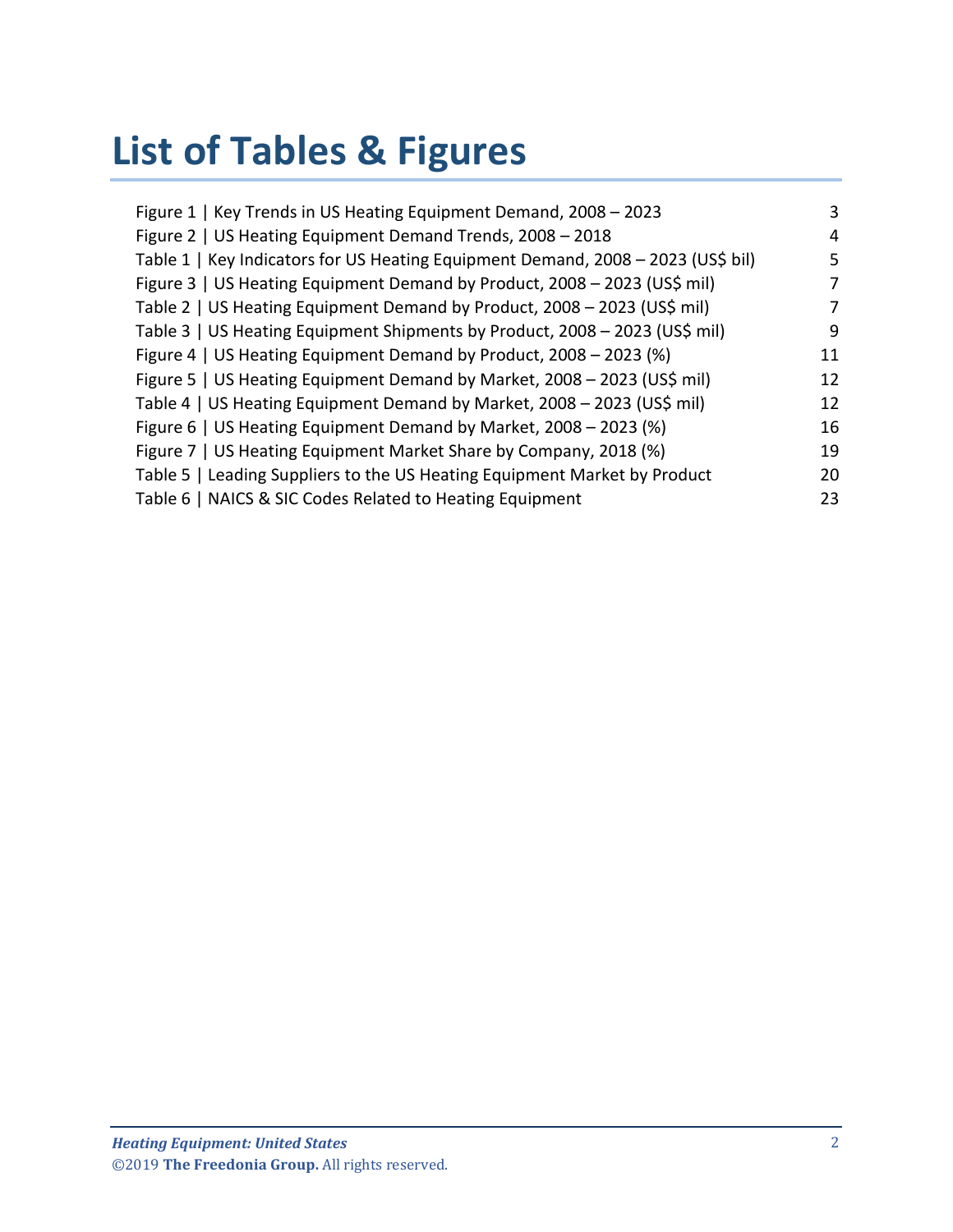# List of Tables & Figures

| | |
|---|---|
| Figure 1 \| Key Trends in US Heating Equipment Demand, 2008 – 2023 | 3 |
| Figure 2 \| US Heating Equipment Demand Trends, 2008 – 2018 | 4 |
| Table 1 \| Key Indicators for US Heating Equipment Demand, 2008 – 2023 (US$ bil) | 5 |
| Figure 3 \| US Heating Equipment Demand by Product, 2008 – 2023 (US$ mil) | 7 |
| Table 2 \| US Heating Equipment Demand by Product, 2008 – 2023 (US$ mil) | 7 |
| Table 3 \| US Heating Equipment Shipments by Product, 2008 – 2023 (US$ mil) | 9 |
| Figure 4 \| US Heating Equipment Demand by Product, 2008 – 2023 (%) | 11 |
| Figure 5 \| US Heating Equipment Demand by Market, 2008 – 2023 (US$ mil) | 12 |
| Table 4 \| US Heating Equipment Demand by Market, 2008 – 2023 (US$ mil) | 12 |
| Figure 6 \| US Heating Equipment Demand by Market, 2008 – 2023 (%) | 16 |
| Figure 7 \| US Heating Equipment Market Share by Company, 2018 (%) | 19 |
| Table 5 \| Leading Suppliers to the US Heating Equipment Market by Product | 20 |
| Table 6 \| NAICS & SIC Codes Related to Heating Equipment | 23 |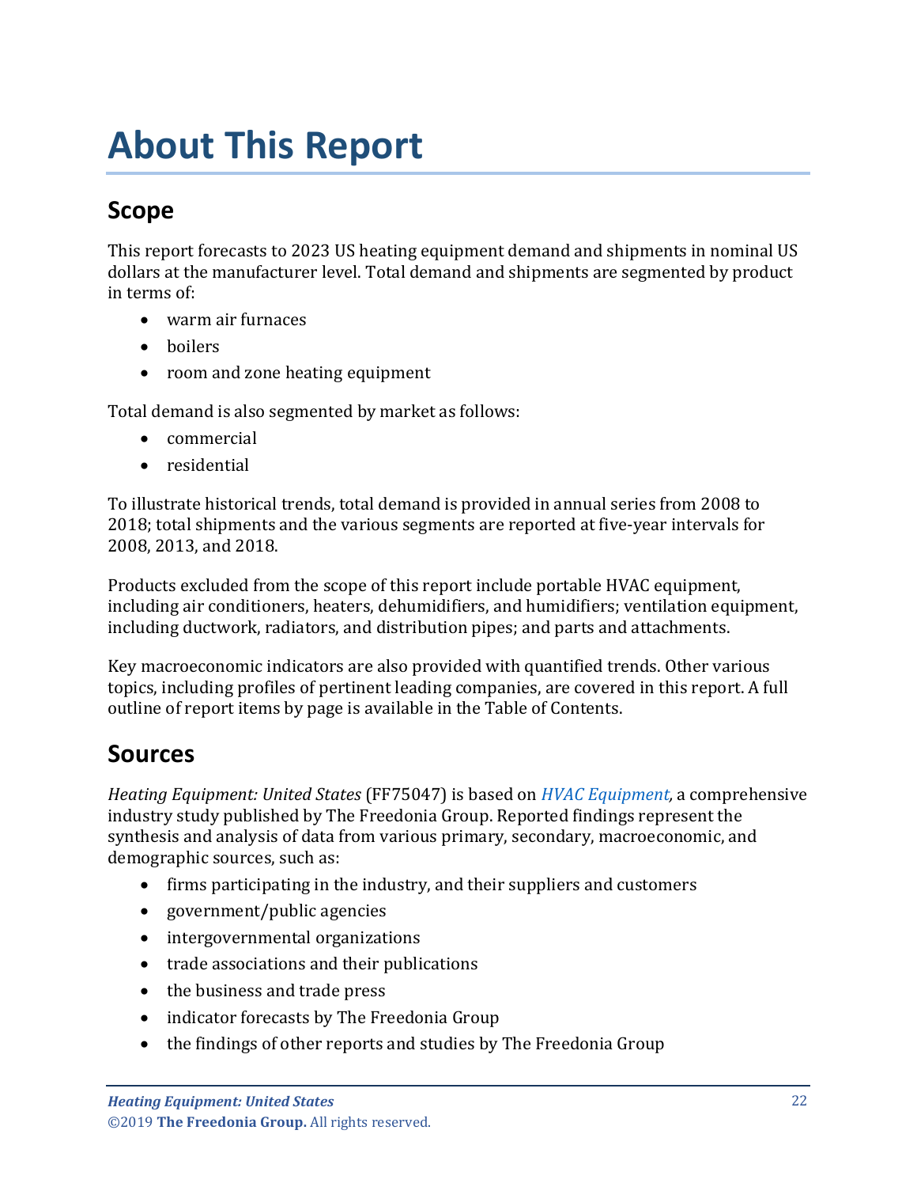# About This Report

## Scope

This report forecasts to 2023 US heating equipment demand and shipments in nominal US dollars at the manufacturer level. Total demand and shipments are segmented by product in terms of:

- warm air furnaces
- boilers
- room and zone heating equipment

Total demand is also segmented by market as follows:

- commercial
- residential

To illustrate historical trends, total demand is provided in annual series from 2008 to 2018; total shipments and the various segments are reported at five-year intervals for 2008, 2013, and 2018.

Products excluded from the scope of this report include portable HVAC equipment, including air conditioners, heaters, dehumidifiers, and humidifiers; ventilation equipment, including ductwork, radiators, and distribution pipes; and parts and attachments.

Key macroeconomic indicators are also provided with quantified trends. Other various topics, including profiles of pertinent leading companies, are covered in this report. A full outline of report items by page is available in the Table of Contents.

## Sources

*Heating Equipment: United States* (FF75047) is based on *HVAC Equipment,* a comprehensive industry study published by The Freedonia Group. Reported findings represent the synthesis and analysis of data from various primary, secondary, macroeconomic, and demographic sources, such as:

- firms participating in the industry, and their suppliers and customers
- government/public agencies
- intergovernmental organizations
- trade associations and their publications
- the business and trade press
- indicator forecasts by The Freedonia Group
- the findings of other reports and studies by The Freedonia Group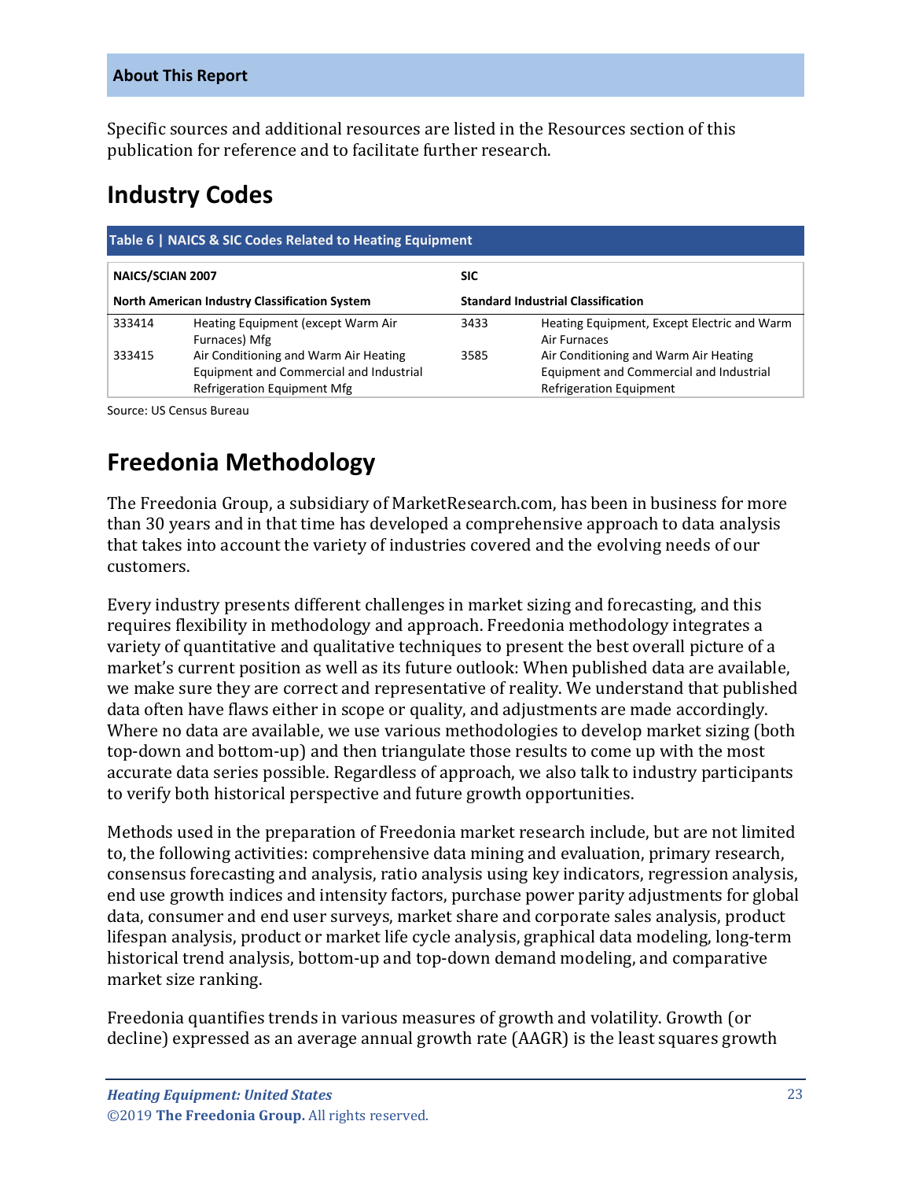## About This Report

Specific sources and additional resources are listed in the Resources section of this publication for reference and to facilitate further research.

# Industry Codes

**Table 6 | NAICS & SIC Codes Related to Heating Equipment**

| **NAICS/SCIAN 2007** | | **SIC** | |
|---|---|---|---|
| **North American Industry Classification System** | | **Standard Industrial Classification** | |
| 333414 | Heating Equipment (except Warm Air Furnaces) Mfg | 3433 | Heating Equipment, Except Electric and Warm Air Furnaces |
| 333415 | Air Conditioning and Warm Air Heating Equipment and Commercial and Industrial Refrigeration Equipment Mfg | 3585 | Air Conditioning and Warm Air Heating Equipment and Commercial and Industrial Refrigeration Equipment |

Source: US Census Bureau

# Freedonia Methodology

The Freedonia Group, a subsidiary of MarketResearch.com, has been in business for more than 30 years and in that time has developed a comprehensive approach to data analysis that takes into account the variety of industries covered and the evolving needs of our customers.

Every industry presents different challenges in market sizing and forecasting, and this requires flexibility in methodology and approach. Freedonia methodology integrates a variety of quantitative and qualitative techniques to present the best overall picture of a market's current position as well as its future outlook: When published data are available, we make sure they are correct and representative of reality. We understand that published data often have flaws either in scope or quality, and adjustments are made accordingly. Where no data are available, we use various methodologies to develop market sizing (both top-down and bottom-up) and then triangulate those results to come up with the most accurate data series possible. Regardless of approach, we also talk to industry participants to verify both historical perspective and future growth opportunities.

Methods used in the preparation of Freedonia market research include, but are not limited to, the following activities: comprehensive data mining and evaluation, primary research, consensus forecasting and analysis, ratio analysis using key indicators, regression analysis, end use growth indices and intensity factors, purchase power parity adjustments for global data, consumer and end user surveys, market share and corporate sales analysis, product lifespan analysis, product or market life cycle analysis, graphical data modeling, long-term historical trend analysis, bottom-up and top-down demand modeling, and comparative market size ranking.

Freedonia quantifies trends in various measures of growth and volatility. Growth (or decline) expressed as an average annual growth rate (AAGR) is the least squares growth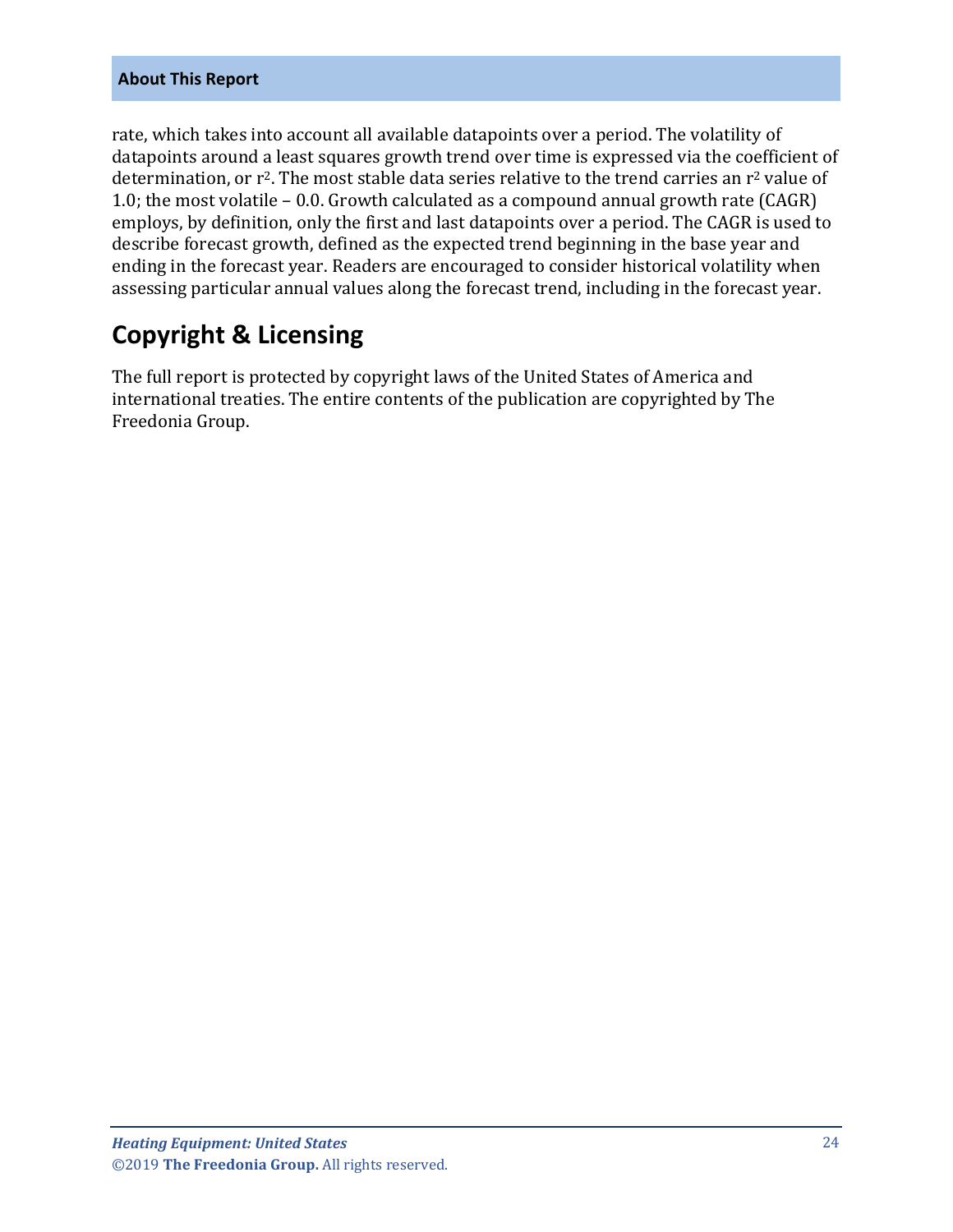rate, which takes into account all available datapoints over a period. The volatility of datapoints around a least squares growth trend over time is expressed via the coefficient of determination, or $r^2$. The most stable data series relative to the trend carries an $r^2$ value of 1.0; the most volatile – 0.0. Growth calculated as a compound annual growth rate (CAGR) employs, by definition, only the first and last datapoints over a period. The CAGR is used to describe forecast growth, defined as the expected trend beginning in the base year and ending in the forecast year. Readers are encouraged to consider historical volatility when assessing particular annual values along the forecast trend, including in the forecast year.

## Copyright & Licensing

The full report is protected by copyright laws of the United States of America and international treaties. The entire contents of the publication are copyrighted by The Freedonia Group.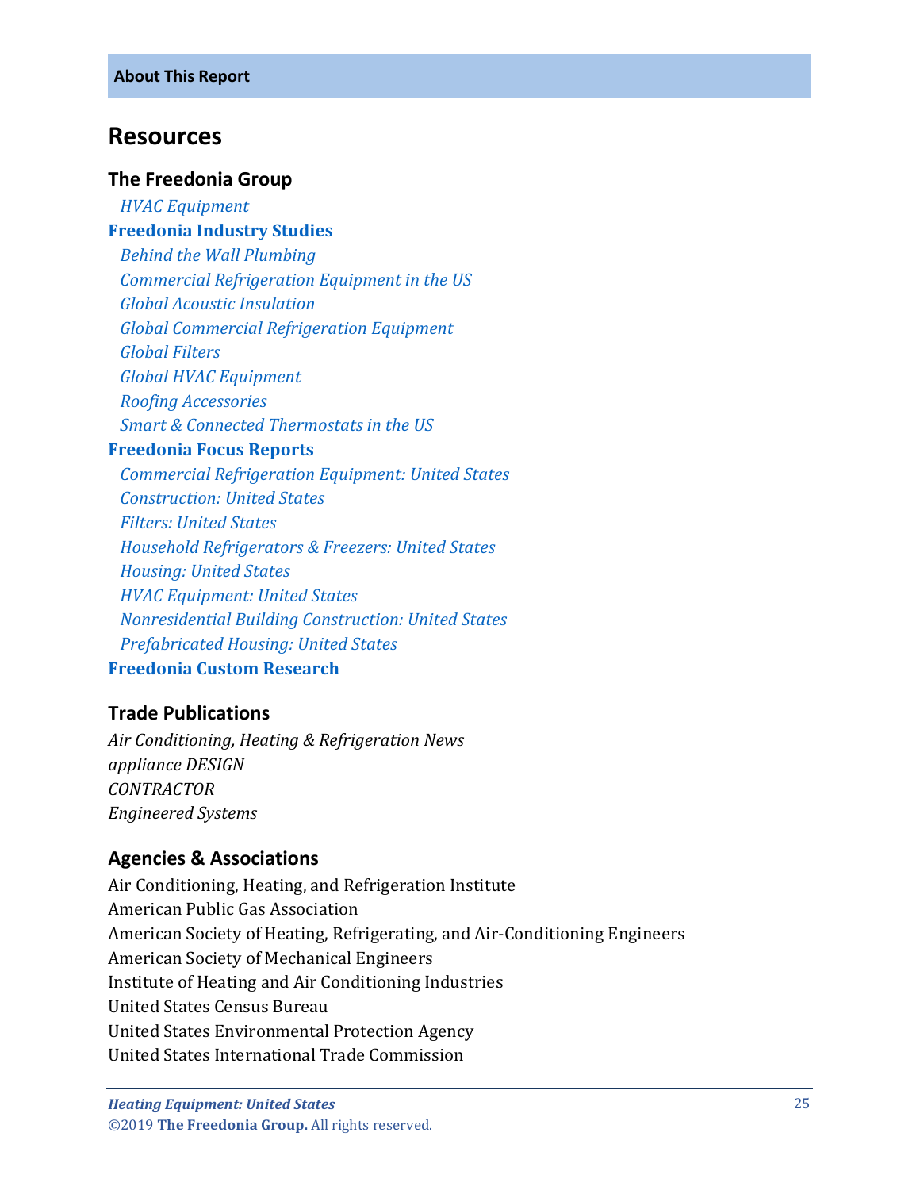## Resources

### The Freedonia Group

*HVAC Equipment*

**Freedonia Industry Studies**

*Behind the Wall Plumbing*
*Commercial Refrigeration Equipment in the US*
*Global Acoustic Insulation*
*Global Commercial Refrigeration Equipment*
*Global Filters*
*Global HVAC Equipment*
*Roofing Accessories*
*Smart & Connected Thermostats in the US*

**Freedonia Focus Reports**

*Commercial Refrigeration Equipment: United States*
*Construction: United States*
*Filters: United States*
*Household Refrigerators & Freezers: United States*
*Housing: United States*
*HVAC Equipment: United States*
*Nonresidential Building Construction: United States*
*Prefabricated Housing: United States*

**Freedonia Custom Research**

### Trade Publications

*Air Conditioning, Heating & Refrigeration News*
*appliance DESIGN*
*CONTRACTOR*
*Engineered Systems*

### Agencies & Associations

Air Conditioning, Heating, and Refrigeration Institute
American Public Gas Association
American Society of Heating, Refrigerating, and Air-Conditioning Engineers
American Society of Mechanical Engineers
Institute of Heating and Air Conditioning Industries
United States Census Bureau
United States Environmental Protection Agency
United States International Trade Commission